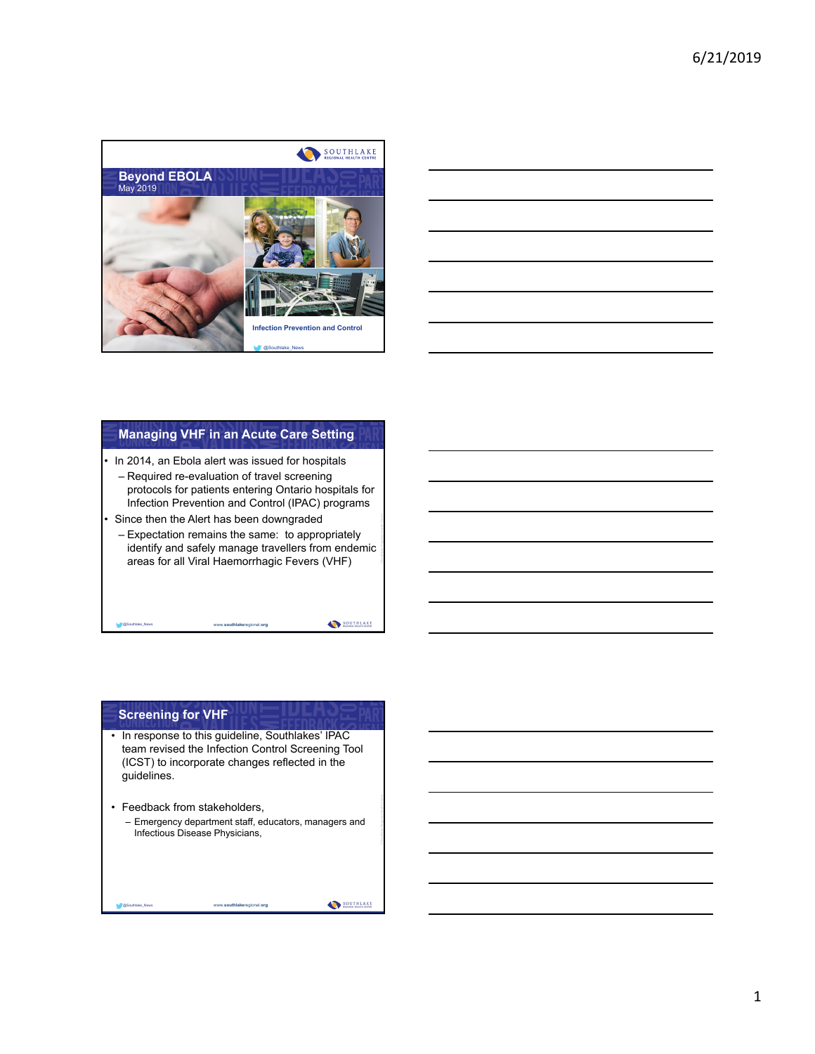# Beyond EBOLA

May 2019

Infection Prevention and Control

@Southlake_News

## Managing VHF in an Acute Care Setting

- In 2014, an Ebola alert was issued for hospitals
  - Required re-evaluation of travel screening protocols for patients entering Ontario hospitals for Infection Prevention and Control (IPAC) programs
- Since then the Alert has been downgraded
  - Expectation remains the same: to appropriately identify and safely manage travellers from endemic areas for all Viral Haemorrhagic Fevers (VHF)

## Screening for VHF

- In response to this guideline, Southlakes' IPAC team revised the Infection Control Screening Tool (ICST) to incorporate changes reflected in the guidelines.
- Feedback from stakeholders,
  - Emergency department staff, educators, managers and Infectious Disease Physicians,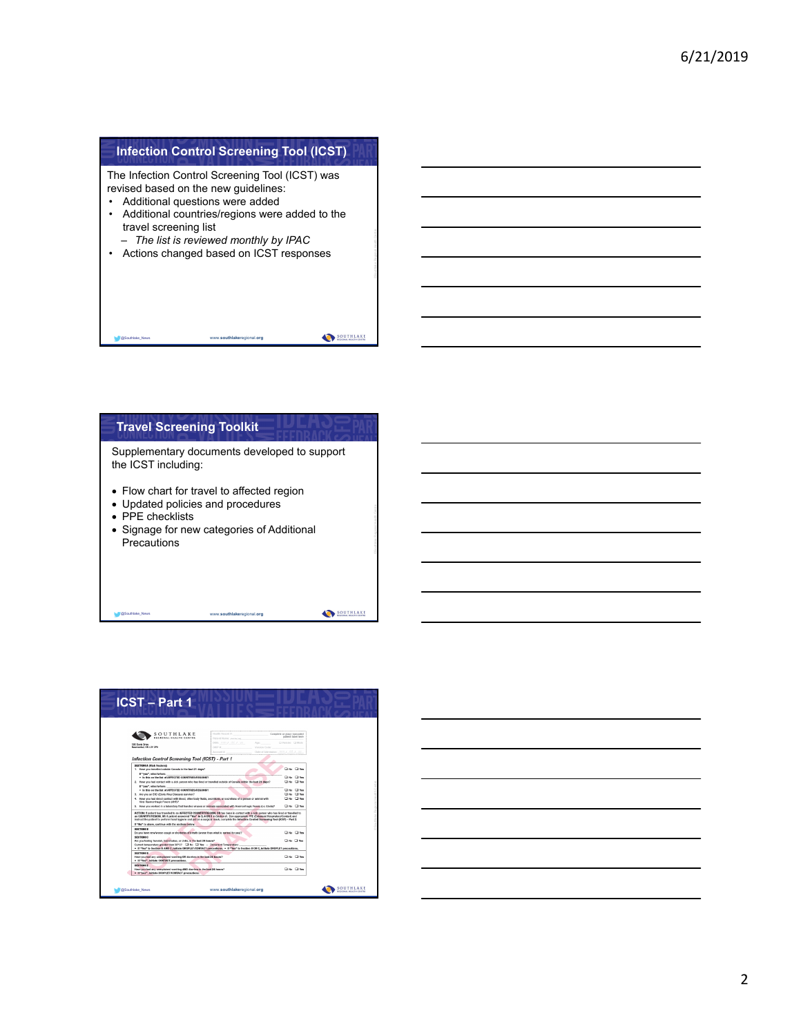## Infection Control Screening Tool (ICST)

The Infection Control Screening Tool (ICST) was revised based on the new guidelines:

- Additional questions were added
- Additional countries/regions were added to the travel screening list
  - *The list is reviewed monthly by IPAC*
- Actions changed based on ICST responses

## Travel Screening Toolkit

Supplementary documents developed to support the ICST including:

- Flow chart for travel to affected region
- Updated policies and procedures
- PPE checklists
- Signage for new categories of Additional Precautions

## ICST – Part 1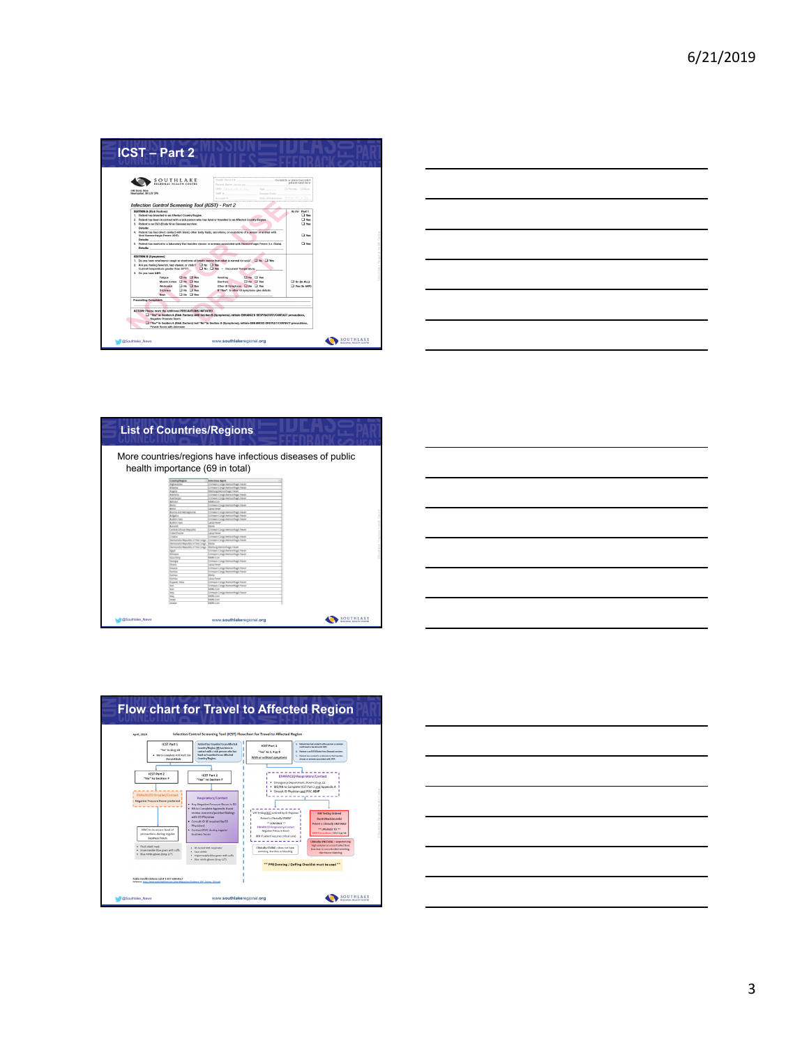## ICST – Part 2

SOUTHLAKE REGIONAL HEALTH CENTRE

Infection Control Screening Tool (ICST) - Part 2

@Southlake_News www.southlakeregional.org

## List of Countries/Regions

More countries/regions have infectious diseases of public health importance (69 in total)

@Southlake_News www.southlakeregional.org

## Flow chart for Travel to Affected Region

Infection Control Screening Tool (ICST) Flowchart for Travel to Affected Region

@Southlake_News www.southlakeregional.org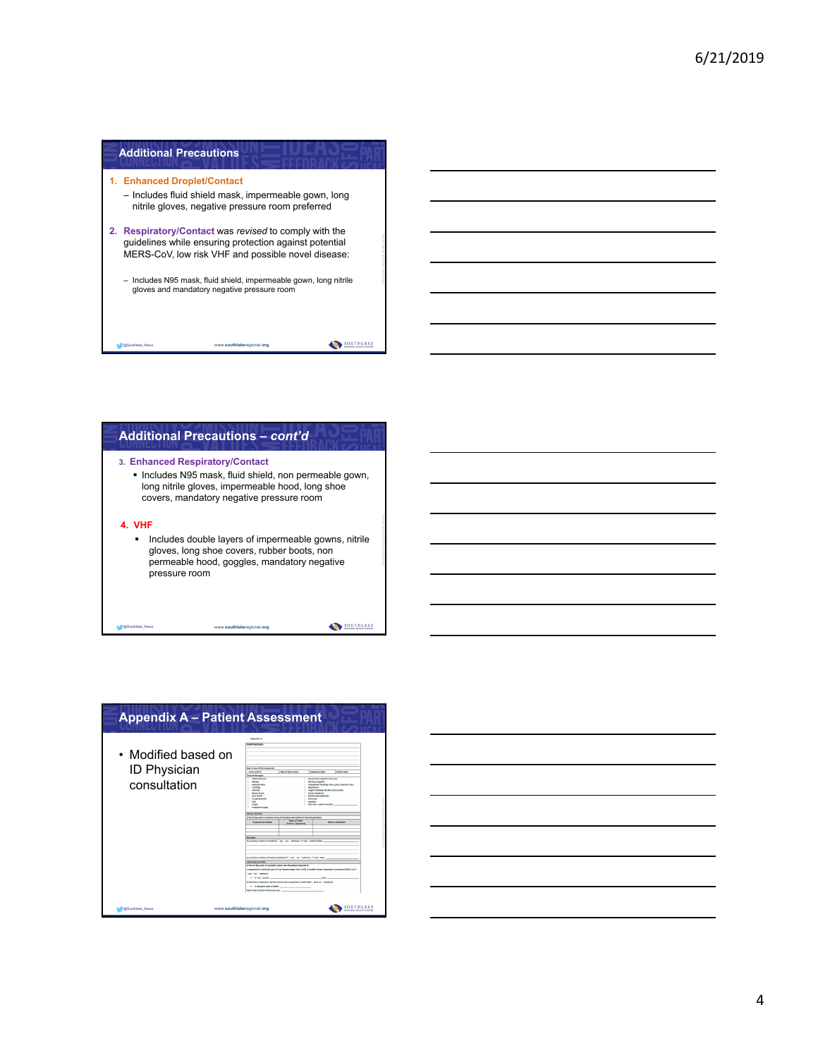## Additional Precautions

1. **Enhanced Droplet/Contact**
   - Includes fluid shield mask, impermeable gown, long nitrile gloves, negative pressure room preferred
2. **Respiratory/Contact** was *revised* to comply with the guidelines while ensuring protection against potential MERS-CoV, low risk VHF and possible novel disease:
   - Includes N95 mask, fluid shield, impermeable gown, long nitrile gloves and mandatory negative pressure room

@Southlake_News www.southlakeregional.org

## Additional Precautions – *cont'd*

3. **Enhanced Respiratory/Contact**
   - Includes N95 mask, fluid shield, non permeable gown, long nitrile gloves, impermeable hood, long shoe covers, mandatory negative pressure room
4. **VHF**
   - Includes double layers of impermeable gowns, nitrile gloves, long shoe covers, rubber boots, non permeable hood, goggles, mandatory negative pressure room

@Southlake_News www.southlakeregional.org

## Appendix A – Patient Assessment

- Modified based on ID Physician consultation

@Southlake_News www.southlakeregional.org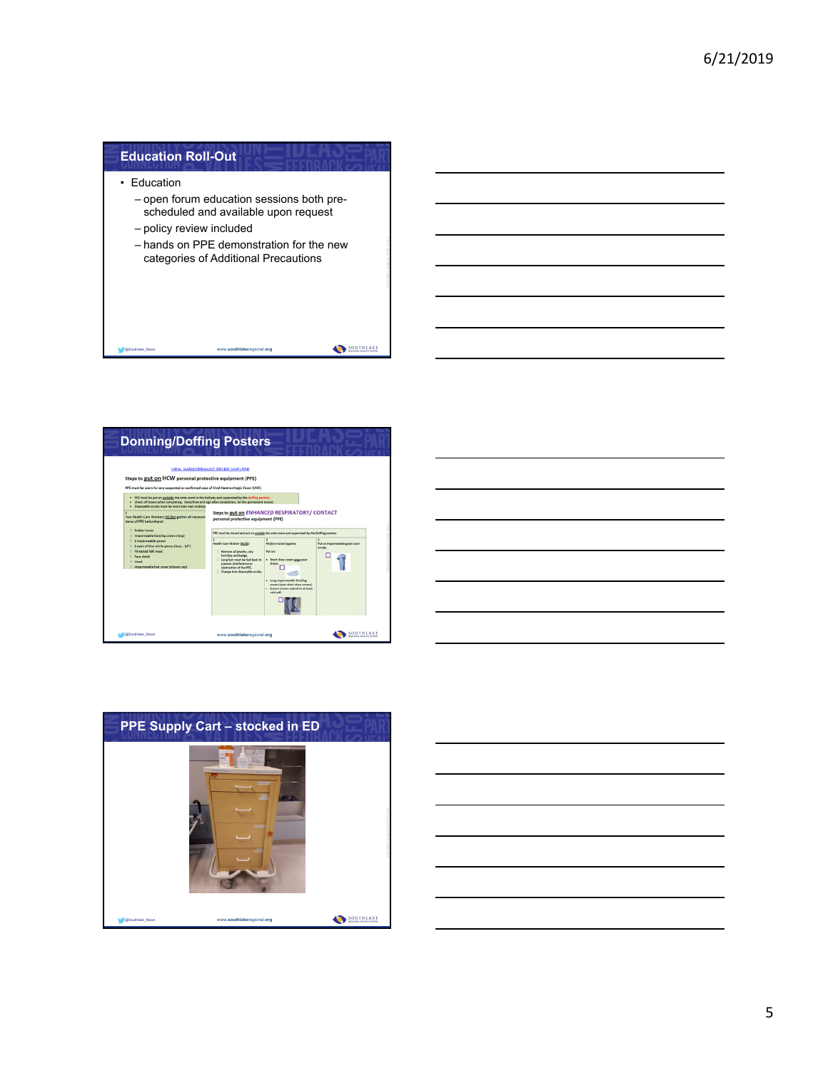## Education Roll-Out

- Education
  - open forum education sessions both pre-scheduled and available upon request
  - policy review included
  - hands on PPE demonstration for the new categories of Additional Precautions

## Donning/Doffing Posters

## PPE Supply Cart – stocked in ED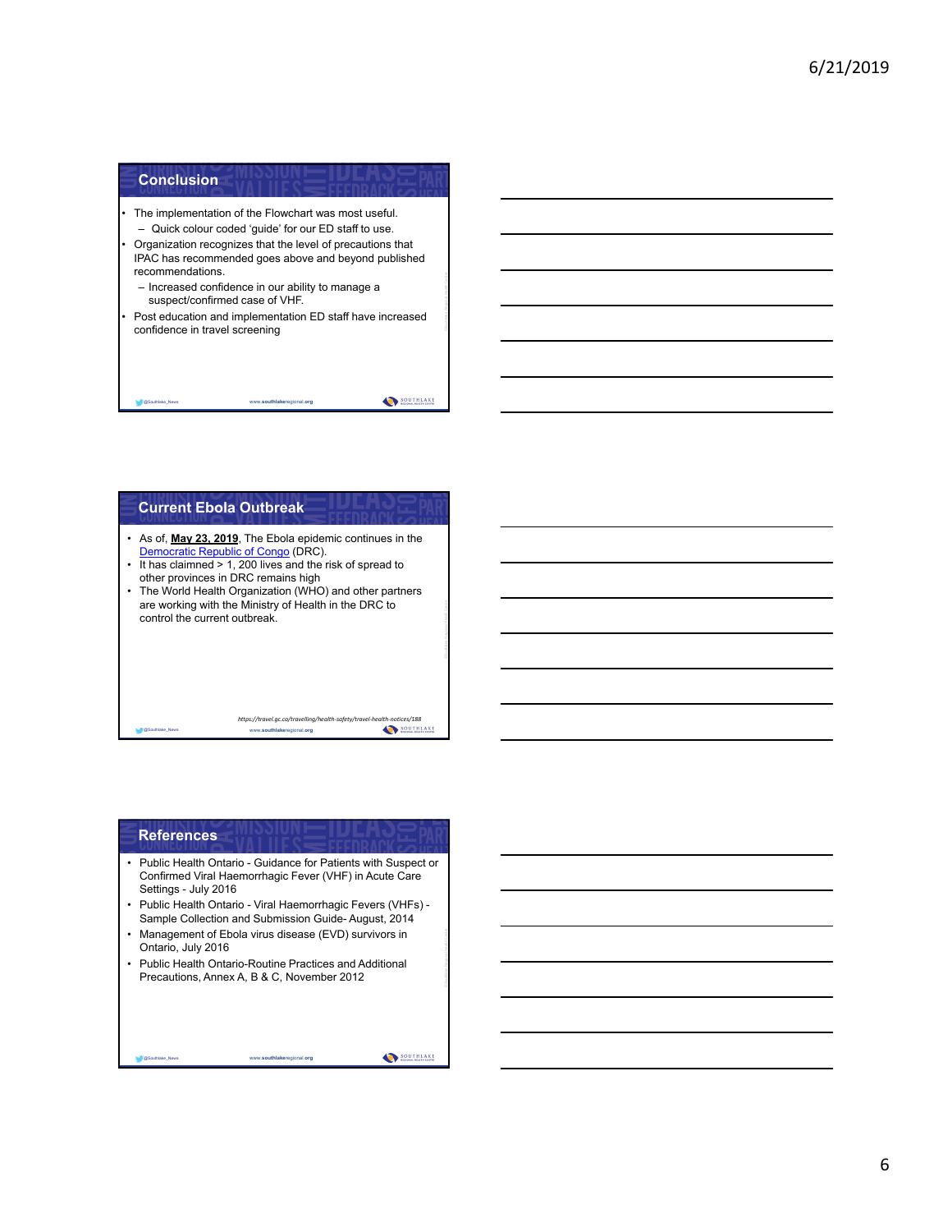## Conclusion

- The implementation of the Flowchart was most useful.
  - Quick colour coded 'guide' for our ED staff to use.
- Organization recognizes that the level of precautions that IPAC has recommended goes above and beyond published recommendations.
  - Increased confidence in our ability to manage a suspect/confirmed case of VHF.
- Post education and implementation ED staff have increased confidence in travel screening

@Southlake_News www.southlakeregional.org

## Current Ebola Outbreak

- As of, **May 23, 2019**, The Ebola epidemic continues in the Democratic Republic of Congo (DRC).
- It has claimned > 1, 200 lives and the risk of spread to other provinces in DRC remains high
- The World Health Organization (WHO) and other partners are working with the Ministry of Health in the DRC to control the current outbreak.

*https://travel.gc.ca/travelling/health-safety/travel-health-notices/188*

@Southlake_News www.southlakeregional.org

## References

- Public Health Ontario - Guidance for Patients with Suspect or Confirmed Viral Haemorrhagic Fever (VHF) in Acute Care Settings - July 2016
- Public Health Ontario - Viral Haemorrhagic Fevers (VHFs) - Sample Collection and Submission Guide- August, 2014
- Management of Ebola virus disease (EVD) survivors in Ontario, July 2016
- Public Health Ontario-Routine Practices and Additional Precautions, Annex A, B & C, November 2012

@Southlake_News www.southlakeregional.org